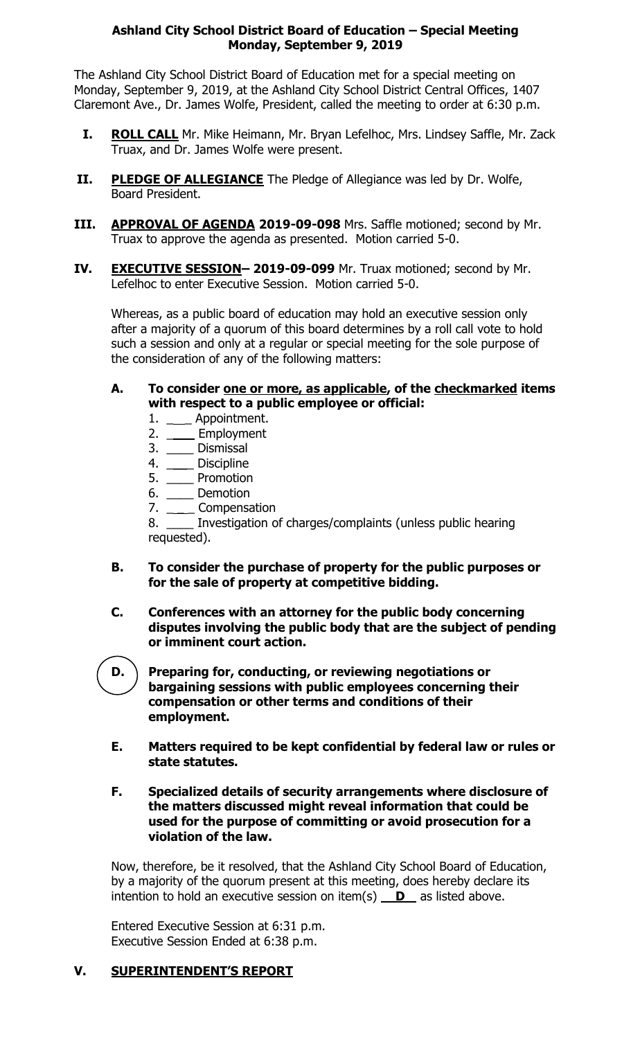**Ashland City School District Board of Education – Special Meeting**
**Monday, September 9, 2019**

The Ashland City School District Board of Education met for a special meeting on Monday, September 9, 2019, at the Ashland City School District Central Offices, 1407 Claremont Ave., Dr. James Wolfe, President, called the meeting to order at 6:30 p.m.

**I. ROLL CALL** Mr. Mike Heimann, Mr. Bryan Lefelhoc, Mrs. Lindsey Saffle, Mr. Zack Truax, and Dr. James Wolfe were present.

**II. PLEDGE OF ALLEGIANCE** The Pledge of Allegiance was led by Dr. Wolfe, Board President.

**III. APPROVAL OF AGENDA 2019-09-098** Mrs. Saffle motioned; second by Mr. Truax to approve the agenda as presented. Motion carried 5-0.

**IV. EXECUTIVE SESSION– 2019-09-099** Mr. Truax motioned; second by Mr. Lefelhoc to enter Executive Session. Motion carried 5-0.

Whereas, as a public board of education may hold an executive session only after a majority of a quorum of this board determines by a roll call vote to hold such a session and only at a regular or special meeting for the sole purpose of the consideration of any of the following matters:

**A. To consider one or more, as applicable, of the checkmarked items with respect to a public employee or official:**

1. ____ Appointment.
2. ____ Employment
3. ____ Dismissal
4. ____ Discipline
5. ____ Promotion
6. ____ Demotion
7. ____ Compensation
8. ____ Investigation of charges/complaints (unless public hearing requested).

**B. To consider the purchase of property for the public purposes or for the sale of property at competitive bidding.**

**C. Conferences with an attorney for the public body concerning disputes involving the public body that are the subject of pending or imminent court action.**

**D. Preparing for, conducting, or reviewing negotiations or bargaining sessions with public employees concerning their compensation or other terms and conditions of their employment.**

**E. Matters required to be kept confidential by federal law or rules or state statutes.**

**F. Specialized details of security arrangements where disclosure of the matters discussed might reveal information that could be used for the purpose of committing or avoid prosecution for a violation of the law.**

Now, therefore, be it resolved, that the Ashland City School Board of Education, by a majority of the quorum present at this meeting, does hereby declare its intention to hold an executive session on item(s) __**D**__ as listed above.

Entered Executive Session at 6:31 p.m.
Executive Session Ended at 6:38 p.m.

**V. SUPERINTENDENT'S REPORT**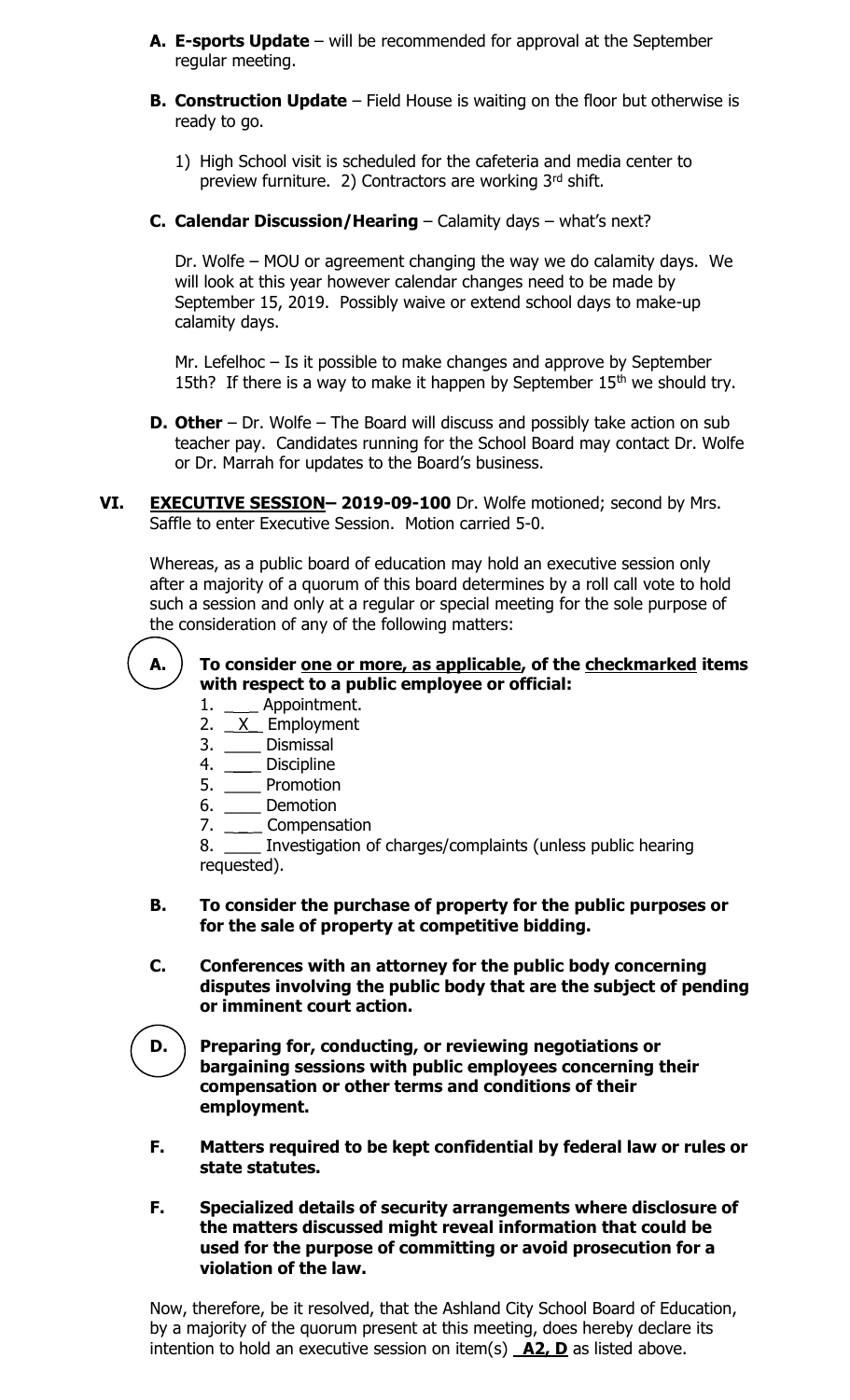**A. E-sports Update** – will be recommended for approval at the September regular meeting.

**B. Construction Update** – Field House is waiting on the floor but otherwise is ready to go.

1) High School visit is scheduled for the cafeteria and media center to preview furniture. 2) Contractors are working 3rd shift.

**C. Calendar Discussion/Hearing** – Calamity days – what's next?

Dr. Wolfe – MOU or agreement changing the way we do calamity days. We will look at this year however calendar changes need to be made by September 15, 2019. Possibly waive or extend school days to make-up calamity days.

Mr. Lefelhoc – Is it possible to make changes and approve by September 15th? If there is a way to make it happen by September 15th we should try.

**D. Other** – Dr. Wolfe – The Board will discuss and possibly take action on sub teacher pay. Candidates running for the School Board may contact Dr. Wolfe or Dr. Marrah for updates to the Board's business.

**VI. EXECUTIVE SESSION– 2019-09-100** Dr. Wolfe motioned; second by Mrs. Saffle to enter Executive Session. Motion carried 5-0.

Whereas, as a public board of education may hold an executive session only after a majority of a quorum of this board determines by a roll call vote to hold such a session and only at a regular or special meeting for the sole purpose of the consideration of any of the following matters:

**A. To consider one or more, as applicable, of the checkmarked items with respect to a public employee or official:**

1. ____ Appointment.
2. _X_ Employment
3. ____ Dismissal
4. ____ Discipline
5. ____ Promotion
6. ____ Demotion
7. ____ Compensation
8. ____ Investigation of charges/complaints (unless public hearing requested).

**B. To consider the purchase of property for the public purposes or for the sale of property at competitive bidding.**

**C. Conferences with an attorney for the public body concerning disputes involving the public body that are the subject of pending or imminent court action.**

**D. Preparing for, conducting, or reviewing negotiations or bargaining sessions with public employees concerning their compensation or other terms and conditions of their employment.**

**F. Matters required to be kept confidential by federal law or rules or state statutes.**

**F. Specialized details of security arrangements where disclosure of the matters discussed might reveal information that could be used for the purpose of committing or avoid prosecution for a violation of the law.**

Now, therefore, be it resolved, that the Ashland City School Board of Education, by a majority of the quorum present at this meeting, does hereby declare its intention to hold an executive session on item(s) **A2, D** as listed above.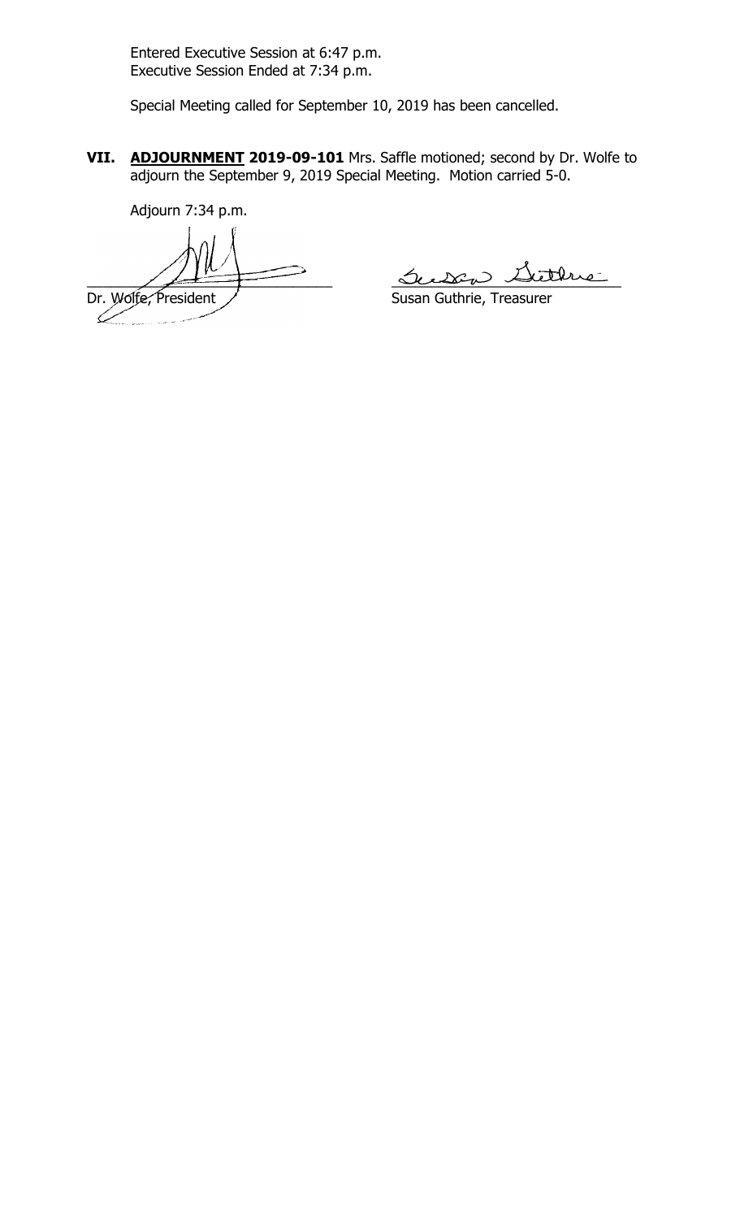Entered Executive Session at 6:47 p.m.
Executive Session Ended at 7:34 p.m.

Special Meeting called for September 10, 2019 has been cancelled.

**VII. <u>ADJOURNMENT</u> 2019-09-101** Mrs. Saffle motioned; second by Dr. Wolfe to adjourn the September 9, 2019 Special Meeting. Motion carried 5-0.

Adjourn 7:34 p.m.

Dr. Wolfe, President

Susan Guthrie, Treasurer